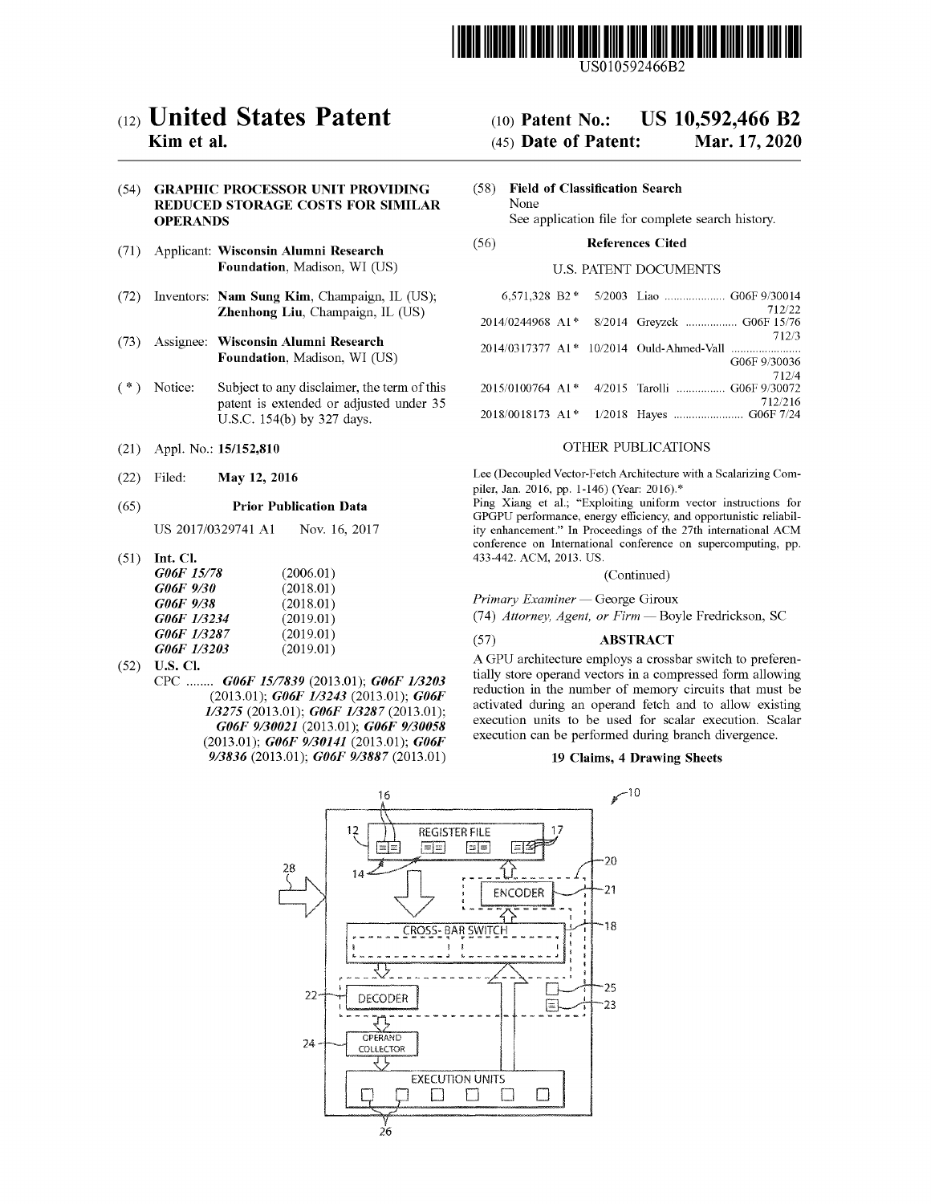US010592466B2

# (12) United States Patent
**Kim et al.**

(10) **Patent No.: US 10,592,466 B2**

(45) **Date of Patent: Mar. 17, 2020**

(54) **GRAPHIC PROCESSOR UNIT PROVIDING REDUCED STORAGE COSTS FOR SIMILAR OPERANDS**

(71) Applicant: **Wisconsin Alumni Research Foundation**, Madison, WI (US)

(72) Inventors: **Nam Sung Kim**, Champaign, IL (US); **Zhenhong Liu**, Champaign, IL (US)

(73) Assignee: **Wisconsin Alumni Research Foundation**, Madison, WI (US)

( * ) Notice: Subject to any disclaimer, the term of this patent is extended or adjusted under 35 U.S.C. 154(b) by 327 days.

(21) Appl. No.: **15/152,810**

(22) Filed: **May 12, 2016**

(65) **Prior Publication Data**

US 2017/0329741 A1 Nov. 16, 2017

(51) **Int. Cl.**

| | |
|---|---|
| *G06F 15/78* | (2006.01) |
| *G06F 9/30* | (2018.01) |
| *G06F 9/38* | (2018.01) |
| *G06F 1/3234* | (2019.01) |
| *G06F 1/3287* | (2019.01) |
| *G06F 1/3203* | (2019.01) |

(52) **U.S. Cl.**

CPC ........ ***G06F 15/7839*** (2013.01); ***G06F 1/3203*** (2013.01); ***G06F 1/3243*** (2013.01); ***G06F 1/3275*** (2013.01); ***G06F 1/3287*** (2013.01); ***G06F 9/30021*** (2013.01); ***G06F 9/30058*** (2013.01); ***G06F 9/30141*** (2013.01); ***G06F 9/3836*** (2013.01); ***G06F 9/3887*** (2013.01)

(58) **Field of Classification Search**

None

See application file for complete search history.

(56) **References Cited**

U.S. PATENT DOCUMENTS

| | | | |
|---|---|---|---|
| 6,571,328 B2 * | 5/2003 | Liao | G06F 9/30014 712/22 |
| 2014/0244968 A1 * | 8/2014 | Greyzck | G06F 15/76 712/3 |
| 2014/0317377 A1 * | 10/2014 | Ould-Ahmed-Vall | G06F 9/30036 712/4 |
| 2015/0100764 A1 * | 4/2015 | Tarolli | G06F 9/30072 712/216 |
| 2018/0018173 A1 * | 1/2018 | Hayes | G06F 7/24 |

OTHER PUBLICATIONS

Lee (Decoupled Vector-Fetch Architecture with a Scalarizing Compiler, Jan. 2016, pp. 1-146) (Year: 2016).*

Ping Xiang et al.; "Exploiting uniform vector instructions for GPGPU performance, energy efficiency, and opportunistic reliability enhancement." In Proceedings of the 27th international ACM conference on International conference on supercomputing, pp. 433-442. ACM, 2013. US.

(Continued)

*Primary Examiner* — George Giroux

(74) *Attorney, Agent, or Firm* — Boyle Fredrickson, SC

(57) **ABSTRACT**

A GPU architecture employs a crossbar switch to preferentially store operand vectors in a compressed form allowing reduction in the number of memory circuits that must be activated during an operand fetch and to allow existing execution units to be used for scalar execution. Scalar execution can be performed during branch divergence.

**19 Claims, 4 Drawing Sheets**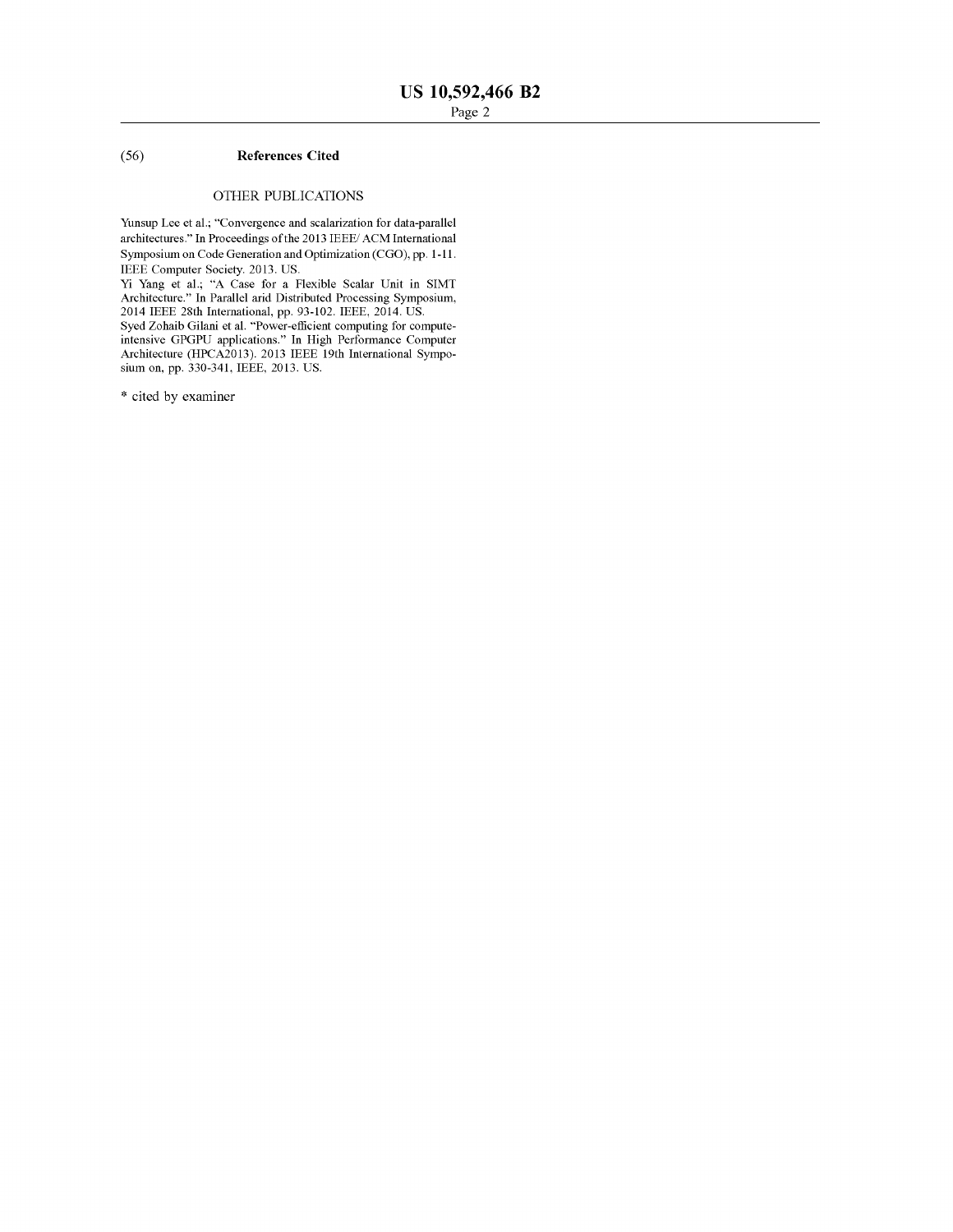(56) **References Cited**

OTHER PUBLICATIONS

Yunsup Lee et al.; "Convergence and scalarization for data-parallel architectures." In Proceedings of the 2013 IEEE/ ACM International Symposium on Code Generation and Optimization (CGO), pp. 1-11. IEEE Computer Society. 2013. US.

Yi Yang et al.; "A Case for a Flexible Scalar Unit in SIMT Architecture." In Parallel arid Distributed Processing Symposium, 2014 IEEE 28th International, pp. 93-102. IEEE, 2014. US.

Syed Zohaib Gilani et al. "Power-efficient computing for compute-intensive GPGPU applications." In High Performance Computer Architecture (HPCA2013). 2013 IEEE 19th International Symposium on, pp. 330-341, IEEE, 2013. US.

* cited by examiner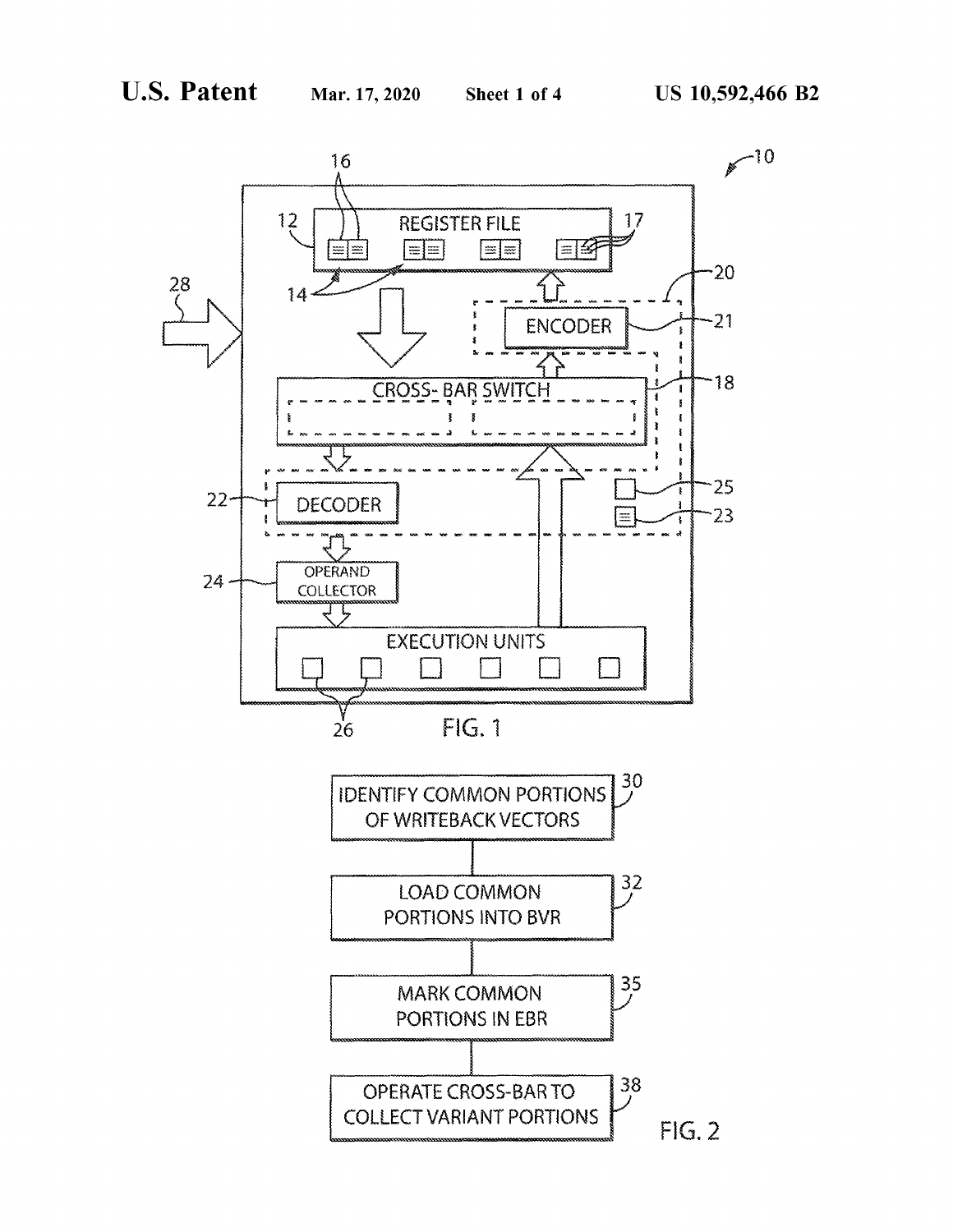FIG. 1

IDENTIFY COMMON PORTIONS OF WRITEBACK VECTORS (30)

LOAD COMMON PORTIONS INTO BVR (32)

MARK COMMON PORTIONS IN EBR (35)

OPERATE CROSS-BAR TO COLLECT VARIANT PORTIONS (38)

FIG. 2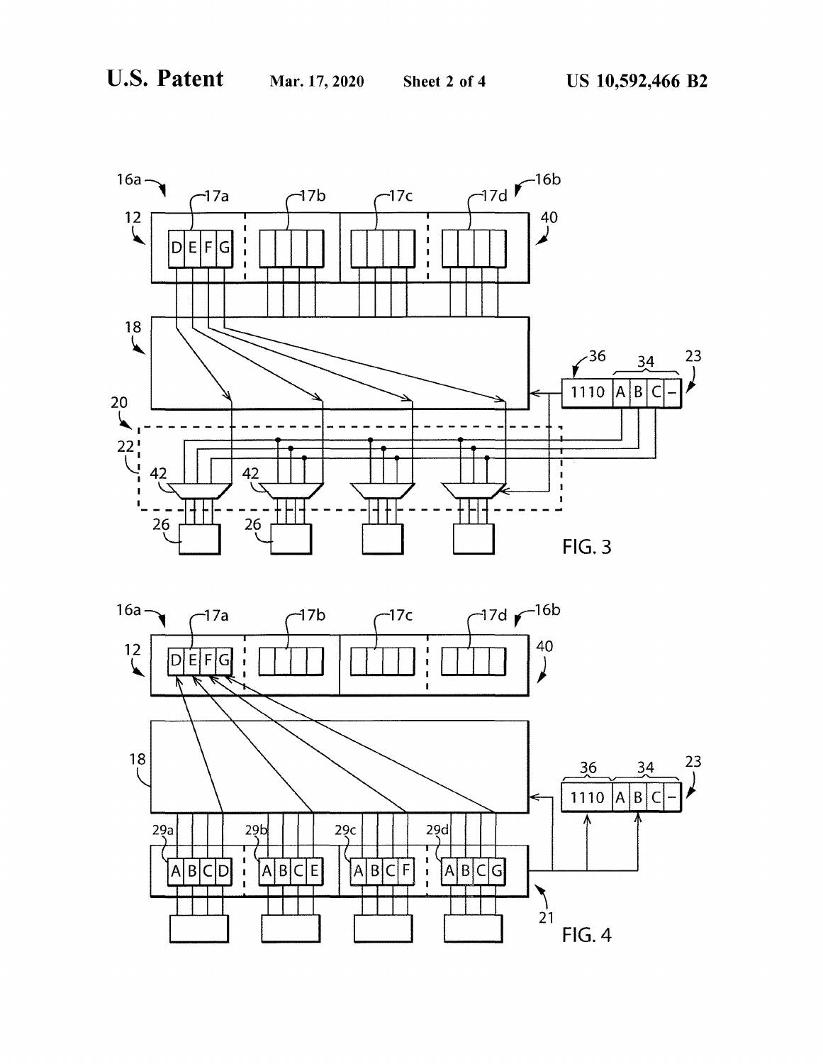FIG. 3

FIG. 4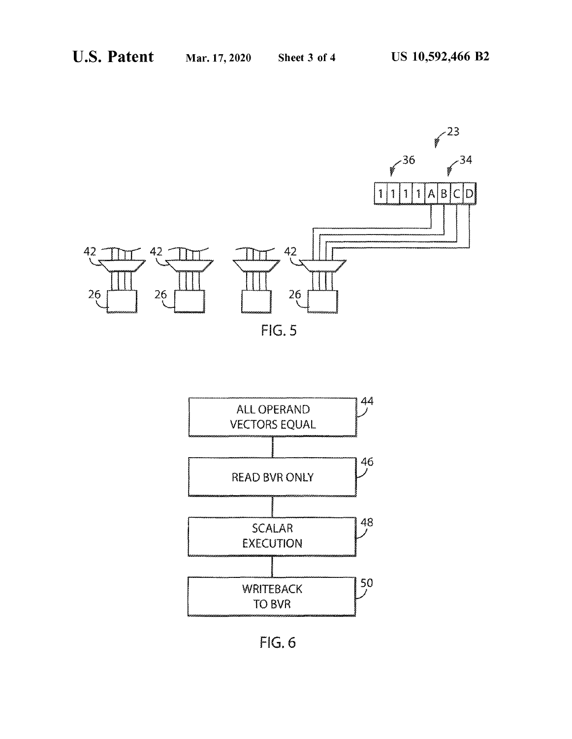FIG. 5

ALL OPERAND VECTORS EQUAL

READ BVR ONLY

SCALAR EXECUTION

WRITEBACK TO BVR

FIG. 6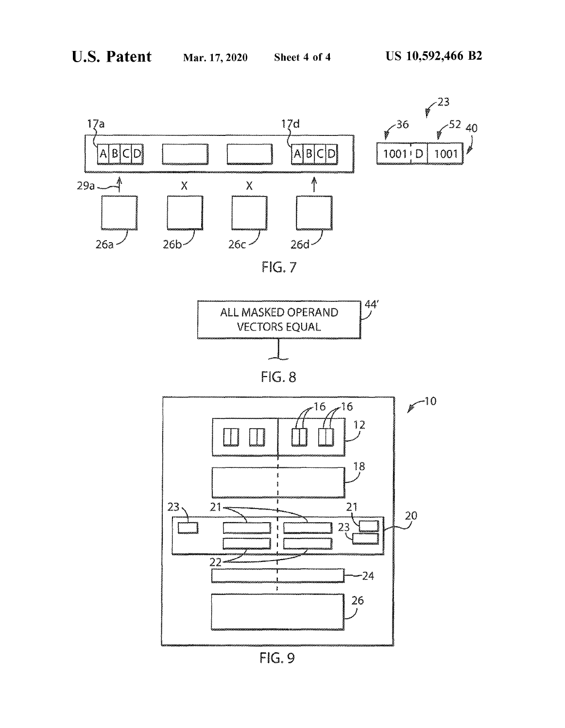FIG. 7

ALL MASKED OPERAND VECTORS EQUAL

FIG. 8

FIG. 9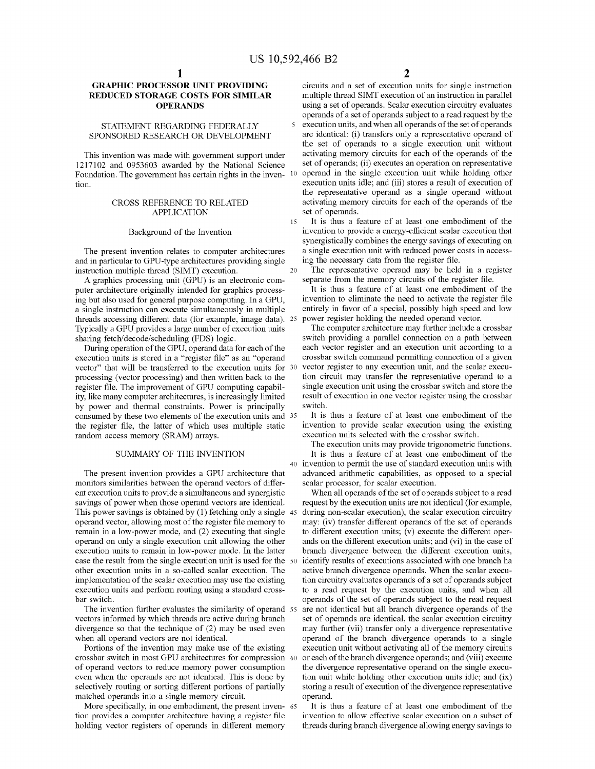# GRAPHIC PROCESSOR UNIT PROVIDING REDUCED STORAGE COSTS FOR SIMILAR OPERANDS

## STATEMENT REGARDING FEDERALLY SPONSORED RESEARCH OR DEVELOPMENT

This invention was made with government support under 1217102 and 0953603 awarded by the National Science Foundation. The government has certain rights in the invention.

## CROSS REFERENCE TO RELATED APPLICATION

### Background of the Invention

The present invention relates to computer architectures and in particular to GPU-type architectures providing single instruction multiple thread (SIMT) execution.

A graphics processing unit (GPU) is an electronic computer architecture originally intended for graphics processing but also used for general purpose computing. In a GPU, a single instruction can execute simultaneously in multiple threads accessing different data (for example, image data). Typically a GPU provides a large number of execution units sharing fetch/decode/scheduling (FDS) logic.

During operation of the GPU, operand data for each of the execution units is stored in a "register file" as an "operand vector" that will be transferred to the execution units for processing (vector processing) and then written back to the register file. The improvement of GPU computing capability, like many computer architectures, is increasingly limited by power and thermal constraints. Power is principally consumed by these two elements of the execution units and the register file, the latter of which uses multiple static random access memory (SRAM) arrays.

## SUMMARY OF THE INVENTION

The present invention provides a GPU architecture that monitors similarities between the operand vectors of different execution units to provide a simultaneous and synergistic savings of power when those operand vectors are identical. This power savings is obtained by (1) fetching only a single operand vector, allowing most of the register file memory to remain in a low-power mode, and (2) executing that single operand on only a single execution unit allowing the other execution units to remain in low-power mode. In the latter case the result from the single execution unit is used for the other execution units in a so-called scalar execution. The implementation of the scalar execution may use the existing execution units and perform routing using a standard crossbar switch.

The invention further evaluates the similarity of operand vectors informed by which threads are active during branch divergence so that the technique of (2) may be used even when all operand vectors are not identical.

Portions of the invention may make use of the existing crossbar switch in most GPU architectures for compression of operand vectors to reduce memory power consumption even when the operands are not identical. This is done by selectively routing or sorting different portions of partially matched operands into a single memory circuit.

More specifically, in one embodiment, the present invention provides a computer architecture having a register file holding vector registers of operands in different memory circuits and a set of execution units for single instruction multiple thread SIMT execution of an instruction in parallel using a set of operands. Scalar execution circuitry evaluates operands of a set of operands subject to a read request by the execution units, and when all operands of the set of operands are identical: (i) transfers only a representative operand of the set of operands to a single execution unit without activating memory circuits for each of the operands of the set of operands; (ii) executes an operation on representative operand in the single execution unit while holding other execution units idle; and (iii) stores a result of execution of the representative operand as a single operand without activating memory circuits for each of the operands of the set of operands.

It is thus a feature of at least one embodiment of the invention to provide a energy-efficient scalar execution that synergistically combines the energy savings of executing on a single execution unit with reduced power costs in accessing the necessary data from the register file.

The representative operand may be held in a register separate from the memory circuits of the register file.

It is thus a feature of at least one embodiment of the invention to eliminate the need to activate the register file entirely in favor of a special, possibly high speed and low power register holding the needed operand vector.

The computer architecture may further include a crossbar switch providing a parallel connection on a path between each vector register and an execution unit according to a crossbar switch command permitting connection of a given vector register to any execution unit, and the scalar execution circuit may transfer the representative operand to a single execution unit using the crossbar switch and store the result of execution in one vector register using the crossbar switch.

It is thus a feature of at least one embodiment of the invention to provide scalar execution using the existing execution units selected with the crossbar switch.

The execution units may provide trigonometric functions.

It is thus a feature of at least one embodiment of the invention to permit the use of standard execution units with advanced arithmetic capabilities, as opposed to a special scalar processor, for scalar execution.

When all operands of the set of operands subject to a read request by the execution units are not identical (for example, during non-scalar execution), the scalar execution circuitry may: (iv) transfer different operands of the set of operands to different execution units; (v) execute the different operands on the different execution units; and (vi) in the case of branch divergence between the different execution units, identify results of executions associated with one branch ha active branch divergence operands. When the scalar execution circuitry evaluates operands of a set of operands subject to a read request by the execution units, and when all operands of the set of operands subject to the read request are not identical but all branch divergence operands of the set of operands are identical, the scalar execution circuitry may further (vii) transfer only a divergence representative operand of the branch divergence operands to a single execution unit without activating all of the memory circuits or each of the branch divergence operands; and (viii) execute the divergence representative operand on the single execution unit while holding other execution units idle; and (ix) storing a result of execution of the divergence representative operand.

It is thus a feature of at least one embodiment of the invention to allow effective scalar execution on a subset of threads during branch divergence allowing energy savings to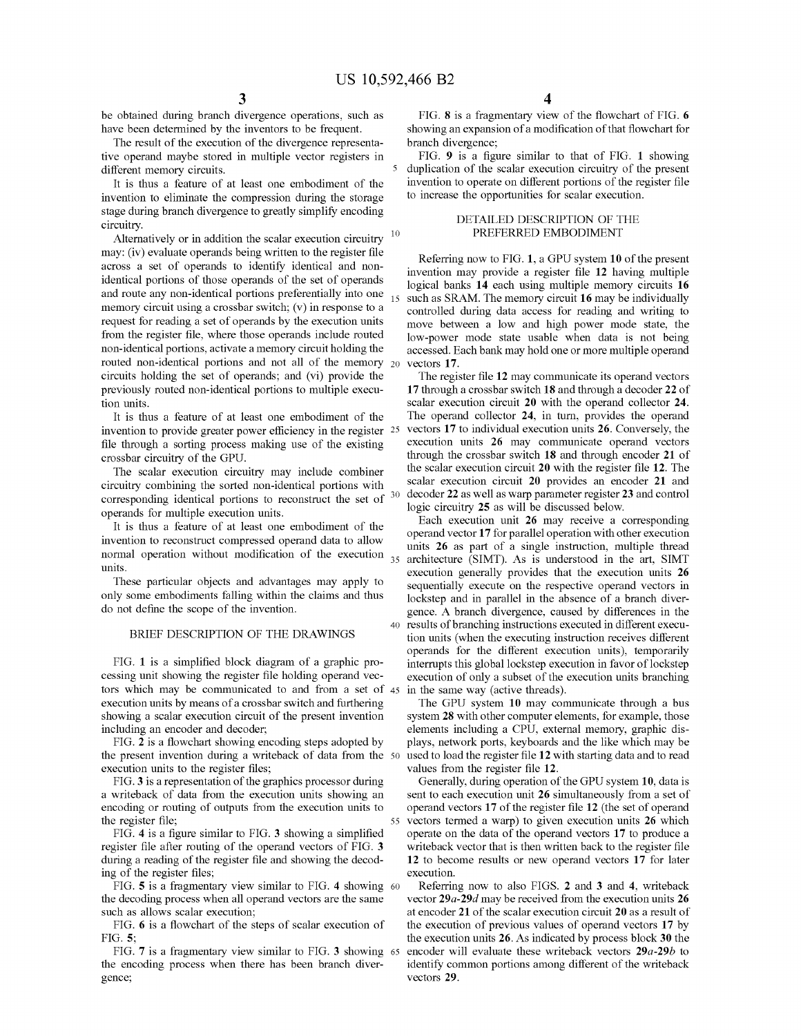be obtained during branch divergence operations, such as have been determined by the inventors to be frequent.

The result of the execution of the divergence representative operand maybe stored in multiple vector registers in different memory circuits.

It is thus a feature of at least one embodiment of the invention to eliminate the compression during the storage stage during branch divergence to greatly simplify encoding circuitry.

Alternatively or in addition the scalar execution circuitry may: (iv) evaluate operands being written to the register file across a set of operands to identify identical and non-identical portions of those operands of the set of operands and route any non-identical portions preferentially into one memory circuit using a crossbar switch; (v) in response to a request for reading a set of operands by the execution units from the register file, where those operands include routed non-identical portions, activate a memory circuit holding the routed non-identical portions and not all of the memory circuits holding the set of operands; and (vi) provide the previously routed non-identical portions to multiple execution units.

It is thus a feature of at least one embodiment of the invention to provide greater power efficiency in the register file through a sorting process making use of the existing crossbar circuitry of the GPU.

The scalar execution circuitry may include combiner circuitry combining the sorted non-identical portions with corresponding identical portions to reconstruct the set of operands for multiple execution units.

It is thus a feature of at least one embodiment of the invention to reconstruct compressed operand data to allow normal operation without modification of the execution units.

These particular objects and advantages may apply to only some embodiments falling within the claims and thus do not define the scope of the invention.

## BRIEF DESCRIPTION OF THE DRAWINGS

FIG. **1** is a simplified block diagram of a graphic processing unit showing the register file holding operand vectors which may be communicated to and from a set of execution units by means of a crossbar switch and furthering showing a scalar execution circuit of the present invention including an encoder and decoder;

FIG. **2** is a flowchart showing encoding steps adopted by the present invention during a writeback of data from the execution units to the register files;

FIG. **3** is a representation of the graphics processor during a writeback of data from the execution units showing an encoding or routing of outputs from the execution units to the register file;

FIG. **4** is a figure similar to FIG. **3** showing a simplified register file after routing of the operand vectors of FIG. **3** during a reading of the register file and showing the decoding of the register files;

FIG. **5** is a fragmentary view similar to FIG. **4** showing the decoding process when all operand vectors are the same such as allows scalar execution;

FIG. **6** is a flowchart of the steps of scalar execution of FIG. **5**;

FIG. **7** is a fragmentary view similar to FIG. **3** showing the encoding process when there has been branch divergence;

FIG. **8** is a fragmentary view of the flowchart of FIG. **6** showing an expansion of a modification of that flowchart for branch divergence;

FIG. **9** is a figure similar to that of FIG. **1** showing duplication of the scalar execution circuitry of the present invention to operate on different portions of the register file to increase the opportunities for scalar execution.

## DETAILED DESCRIPTION OF THE PREFERRED EMBODIMENT

Referring now to FIG. **1**, a GPU system **10** of the present invention may provide a register file **12** having multiple logical banks **14** each using multiple memory circuits **16** such as SRAM. The memory circuit **16** may be individually controlled during data access for reading and writing to move between a low and high power mode state, the low-power mode state usable when data is not being accessed. Each bank may hold one or more multiple operand vectors **17**.

The register file **12** may communicate its operand vectors **17** through a crossbar switch **18** and through a decoder **22** of scalar execution circuit **20** with the operand collector **24**. The operand collector **24**, in turn, provides the operand vectors **17** to individual execution units **26**. Conversely, the execution units **26** may communicate operand vectors through the crossbar switch **18** and through encoder **21** of the scalar execution circuit **20** with the register file **12**. The scalar execution circuit **20** provides an encoder **21** and decoder **22** as well as warp parameter register **23** and control logic circuitry **25** as will be discussed below.

Each execution unit **26** may receive a corresponding operand vector **17** for parallel operation with other execution units **26** as part of a single instruction, multiple thread architecture (SIMT). As is understood in the art, SIMT execution generally provides that the execution units **26** sequentially execute on the respective operand vectors in lockstep and in parallel in the absence of a branch divergence. A branch divergence, caused by differences in the results of branching instructions executed in different execution units (when the executing instruction receives different operands for the different execution units), temporarily interrupts this global lockstep execution in favor of lockstep execution of only a subset of the execution units branching in the same way (active threads).

The GPU system **10** may communicate through a bus system **28** with other computer elements, for example, those elements including a CPU, external memory, graphic displays, network ports, keyboards and the like which may be used to load the register file **12** with starting data and to read values from the register file **12**.

Generally, during operation of the GPU system **10**, data is sent to each execution unit **26** simultaneously from a set of operand vectors **17** of the register file **12** (the set of operand vectors termed a warp) to given execution units **26** which operate on the data of the operand vectors **17** to produce a writeback vector that is then written back to the register file **12** to become results or new operand vectors **17** for later execution.

Referring now to also FIGS. **2** and **3** and **4**, writeback vector **29***a*-**29***d* may be received from the execution units **26** at encoder **21** of the scalar execution circuit **20** as a result of the execution of previous values of operand vectors **17** by the execution units **26**. As indicated by process block **30** the encoder will evaluate these writeback vectors **29***a*-**29***b* to identify common portions among different of the writeback vectors **29**.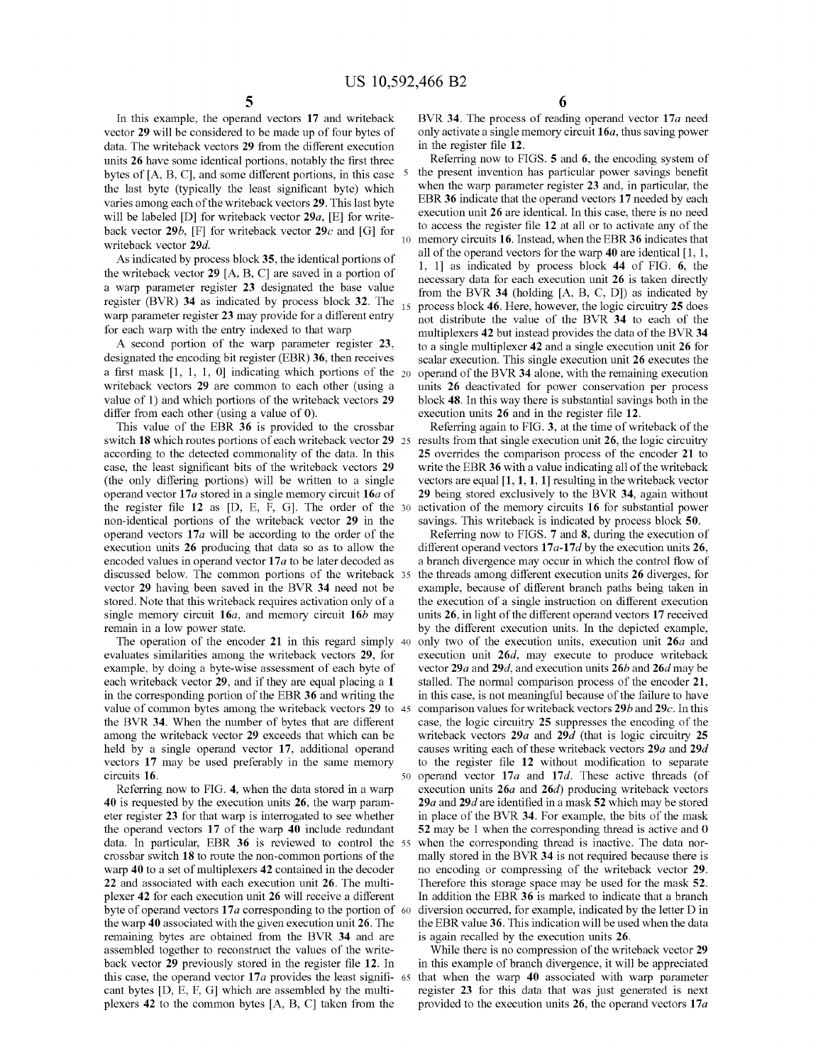In this example, the operand vectors **17** and writeback vector **29** will be considered to be made up of four bytes of data. The writeback vectors **29** from the different execution units **26** have some identical portions, notably the first three bytes of [A, B, C], and some different portions, in this case the last byte (typically the least significant byte) which varies among each of the writeback vectors **29**. This last byte will be labeled [D] for writeback vector **29***a*, [E] for writeback vector **29***b*, [F] for writeback vector **29***c* and [G] for writeback vector **29***d*.

As indicated by process block **35**, the identical portions of the writeback vector **29** [A, B, C] are saved in a portion of a warp parameter register **23** designated the base value register (BVR) **34** as indicated by process block **32**. The warp parameter register **23** may provide for a different entry for each warp with the entry indexed to that warp

A second portion of the warp parameter register **23**, designated the encoding bit register (EBR) **36**, then receives a first mask [1, 1, 1, 0] indicating which portions of the writeback vectors **29** are common to each other (using a value of 1) and which portions of the writeback vectors **29** differ from each other (using a value of 0).

This value of the EBR **36** is provided to the crossbar switch **18** which routes portions of each writeback vector **29** according to the detected commonality of the data. In this case, the least significant bits of the writeback vectors **29** (the only differing portions) will be written to a single operand vector **17***a* stored in a single memory circuit **16***a* of the register file **12** as [D, E, F, G]. The order of the non-identical portions of the writeback vector **29** in the operand vectors **17***a* will be according to the order of the execution units **26** producing that data so as to allow the encoded values in operand vector **17***a* to be later decoded as discussed below. The common portions of the writeback vector **29** having been saved in the BVR **34** need not be stored. Note that this writeback requires activation only of a single memory circuit **16***a*, and memory circuit **16***b* may remain in a low power state.

The operation of the encoder **21** in this regard simply evaluates similarities among the writeback vectors **29**, for example, by doing a byte-wise assessment of each byte of each writeback vector **29**, and if they are equal placing a **1** in the corresponding portion of the EBR **36** and writing the value of common bytes among the writeback vectors **29** to the BVR **34**. When the number of bytes that are different among the writeback vector **29** exceeds that which can be held by a single operand vector **17**, additional operand vectors **17** may be used preferably in the same memory circuits **16**.

Referring now to FIG. **4**, when the data stored in a warp **40** is requested by the execution units **26**, the warp parameter register **23** for that warp is interrogated to see whether the operand vectors **17** of the warp **40** include redundant data. In particular, EBR **36** is reviewed to control the crossbar switch **18** to route the non-common portions of the warp **40** to a set of multiplexers **42** contained in the decoder **22** and associated with each execution unit **26**. The multiplexer **42** for each execution unit **26** will receive a different byte of operand vectors **17***a* corresponding to the portion of the warp **40** associated with the given execution unit **26**. The remaining bytes are obtained from the BVR **34** and are assembled together to reconstruct the values of the writeback vector **29** previously stored in the register file **12**. In this case, the operand vector **17***a* provides the least significant bytes [D, E, F, G] which are assembled by the multiplexers **42** to the common bytes [A, B, C] taken from the BVR **34**. The process of reading operand vector **17***a* need only activate a single memory circuit **16***a*, thus saving power in the register file **12**.

Referring now to FIGS. **5** and **6**, the encoding system of the present invention has particular power savings benefit when the warp parameter register **23** and, in particular, the EBR **36** indicate that the operand vectors **17** needed by each execution unit **26** are identical. In this case, there is no need to access the register file **12** at all or to activate any of the memory circuits **16**. Instead, when the EBR **36** indicates that all of the operand vectors for the warp **40** are identical [1, 1, 1, 1] as indicated by process block **44** of FIG. **6**, the necessary data for each execution unit **26** is taken directly from the BVR **34** (holding [A, B, C, D]) as indicated by process block **46**. Here, however, the logic circuitry **25** does not distribute the value of the BVR **34** to each of the multiplexers **42** but instead provides the data of the BVR **34** to a single multiplexer **42** and a single execution unit **26** for scalar execution. This single execution unit **26** executes the operand of the BVR **34** alone, with the remaining execution units **26** deactivated for power conservation per process block **48**. In this way there is substantial savings both in the execution units **26** and in the register file **12**.

Referring again to FIG. **3**, at the time of writeback of the results from that single execution unit **26**, the logic circuitry **25** overrides the comparison process of the encoder **21** to write the EBR **36** with a value indicating all of the writeback vectors are equal [**1**, **1**, **1**, **1**] resulting in the writeback vector **29** being stored exclusively to the BVR **34**, again without activation of the memory circuits **16** for substantial power savings. This writeback is indicated by process block **50**.

Referring now to FIGS. **7** and **8**, during the execution of different operand vectors **17***a*-**17***d* by the execution units **26**, a branch divergence may occur in which the control flow of the threads among different execution units **26** diverges, for example, because of different branch paths being taken in the execution of a single instruction on different execution units **26**, in light of the different operand vectors **17** received by the different execution units. In the depicted example, only two of the execution units, execution unit **26***a* and execution unit **26***d*, may execute to produce writeback vector **29***a* and **29***d*, and execution units **26***b* and **26***d* may be stalled. The normal comparison process of the encoder **21**, in this case, is not meaningful because of the failure to have comparison values for writeback vectors **29***b* and **29***c*. In this case, the logic circuitry **25** suppresses the encoding of the writeback vectors **29***a* and **29***d* (that is logic circuitry **25** causes writing each of these writeback vectors **29***a* and **29***d* to the register file **12** without modification to separate operand vector **17***a* and **17***d*. These active threads (of execution units **26***a* and **26***d*) producing writeback vectors **29***a* and **29***d* are identified in a mask **52** which may be stored in place of the BVR **34**. For example, the bits of the mask **52** may be 1 when the corresponding thread is active and 0 when the corresponding thread is inactive. The data normally stored in the BVR **34** is not required because there is no encoding or compressing of the writeback vector **29**. Therefore this storage space may be used for the mask **52**. In addition the EBR **36** is marked to indicate that a branch diversion occurred, for example, indicated by the letter D in the EBR value **36**. This indication will be used when the data is again recalled by the execution units **26**.

While there is no compression of the writeback vector **29** in this example of branch divergence, it will be appreciated that when the warp **40** associated with warp parameter register **23** for this data that was just generated is next provided to the execution units **26**, the operand vectors **17***a*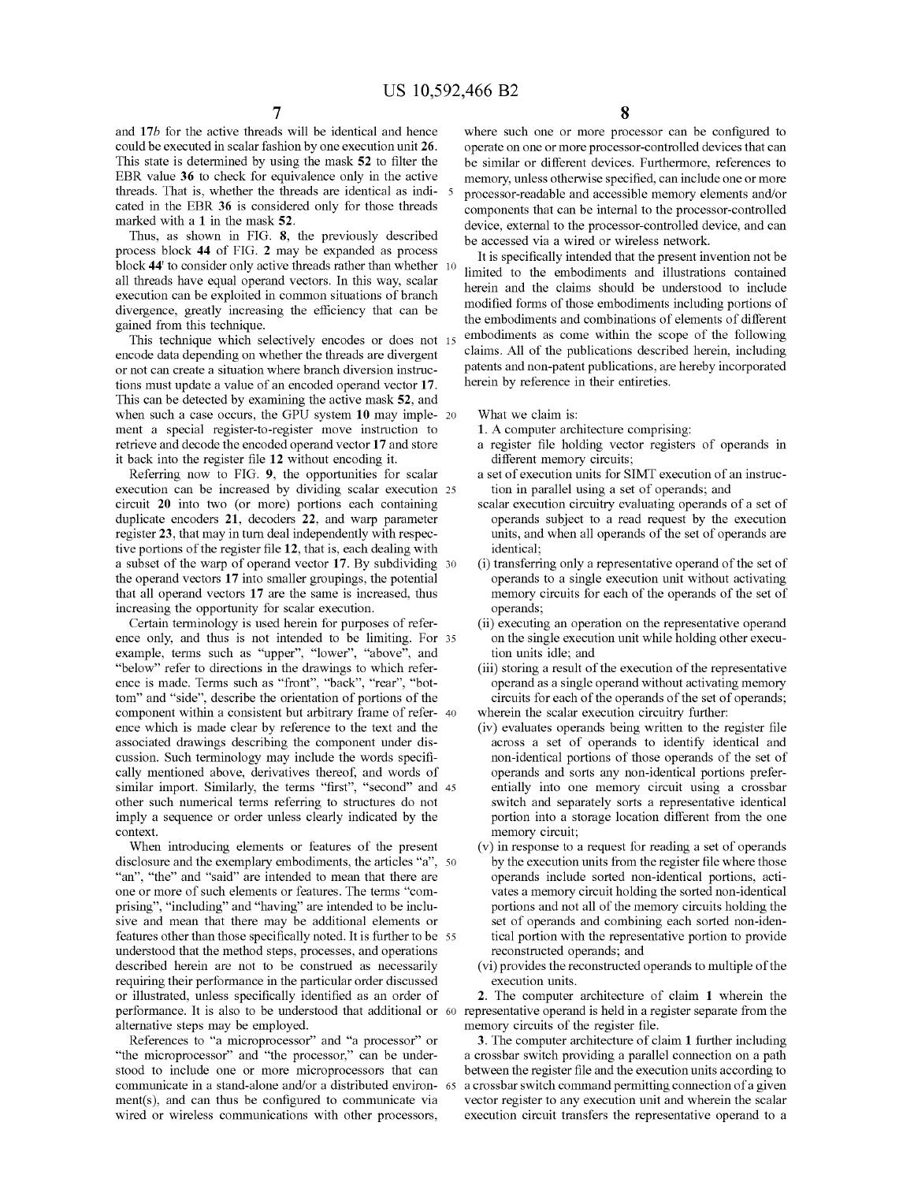and **17***b* for the active threads will be identical and hence could be executed in scalar fashion by one execution unit **26**. This state is determined by using the mask **52** to filter the EBR value **36** to check for equivalence only in the active threads. That is, whether the threads are identical as indicated in the EBR **36** is considered only for those threads marked with a **1** in the mask **52**.

Thus, as shown in FIG. **8**, the previously described process block **44** of FIG. **2** may be expanded as process block **44'** to consider only active threads rather than whether all threads have equal operand vectors. In this way, scalar execution can be exploited in common situations of branch divergence, greatly increasing the efficiency that can be gained from this technique.

This technique which selectively encodes or does not encode data depending on whether the threads are divergent or not can create a situation where branch diversion instructions must update a value of an encoded operand vector **17**. This can be detected by examining the active mask **52**, and when such a case occurs, the GPU system **10** may implement a special register-to-register move instruction to retrieve and decode the encoded operand vector **17** and store it back into the register file **12** without encoding it.

Referring now to FIG. **9**, the opportunities for scalar execution can be increased by dividing scalar execution circuit **20** into two (or more) portions each containing duplicate encoders **21**, decoders **22**, and warp parameter register **23**, that may in turn deal independently with respective portions of the register file **12**, that is, each dealing with a subset of the warp of operand vector **17**. By subdividing the operand vectors **17** into smaller groupings, the potential that all operand vectors **17** are the same is increased, thus increasing the opportunity for scalar execution.

Certain terminology is used herein for purposes of reference only, and thus is not intended to be limiting. For example, terms such as "upper", "lower", "above", and "below" refer to directions in the drawings to which reference is made. Terms such as "front", "back", "rear", "bottom" and "side", describe the orientation of portions of the component within a consistent but arbitrary frame of reference which is made clear by reference to the text and the associated drawings describing the component under discussion. Such terminology may include the words specifically mentioned above, derivatives thereof, and words of similar import. Similarly, the terms "first", "second" and other such numerical terms referring to structures do not imply a sequence or order unless clearly indicated by the context.

When introducing elements or features of the present disclosure and the exemplary embodiments, the articles "a", "an", "the" and "said" are intended to mean that there are one or more of such elements or features. The terms "comprising", "including" and "having" are intended to be inclusive and mean that there may be additional elements or features other than those specifically noted. It is further to be understood that the method steps, processes, and operations described herein are not to be construed as necessarily requiring their performance in the particular order discussed or illustrated, unless specifically identified as an order of performance. It is also to be understood that additional or alternative steps may be employed.

References to "a microprocessor" and "a processor" or "the microprocessor" and "the processor," can be understood to include one or more microprocessors that can communicate in a stand-alone and/or a distributed environment(s), and can thus be configured to communicate via wired or wireless communications with other processors, where such one or more processor can be configured to operate on one or more processor-controlled devices that can be similar or different devices. Furthermore, references to memory, unless otherwise specified, can include one or more processor-readable and accessible memory elements and/or components that can be internal to the processor-controlled device, external to the processor-controlled device, and can be accessed via a wired or wireless network.

It is specifically intended that the present invention not be limited to the embodiments and illustrations contained herein and the claims should be understood to include modified forms of those embodiments including portions of the embodiments and combinations of elements of different embodiments as come within the scope of the following claims. All of the publications described herein, including patents and non-patent publications, are hereby incorporated herein by reference in their entireties.

What we claim is:

**1**. A computer architecture comprising:

a register file holding vector registers of operands in different memory circuits;

a set of execution units for SIMT execution of an instruction in parallel using a set of operands; and

scalar execution circuitry evaluating operands of a set of operands subject to a read request by the execution units, and when all operands of the set of operands are identical;

(i) transferring only a representative operand of the set of operands to a single execution unit without activating memory circuits for each of the operands of the set of operands;

(ii) executing an operation on the representative operand on the single execution unit while holding other execution units idle; and

(iii) storing a result of the execution of the representative operand as a single operand without activating memory circuits for each of the operands of the set of operands;

wherein the scalar execution circuitry further:

(iv) evaluates operands being written to the register file across a set of operands to identify identical and non-identical portions of those operands of the set of operands and sorts any non-identical portions preferentially into one memory circuit using a crossbar switch and separately sorts a representative identical portion into a storage location different from the one memory circuit;

(v) in response to a request for reading a set of operands by the execution units from the register file where those operands include sorted non-identical portions, activates a memory circuit holding the sorted non-identical portions and not all of the memory circuits holding the set of operands and combining each sorted non-identical portion with the representative portion to provide reconstructed operands; and

(vi) provides the reconstructed operands to multiple of the execution units.

**2**. The computer architecture of claim **1** wherein the representative operand is held in a register separate from the memory circuits of the register file.

**3**. The computer architecture of claim **1** further including a crossbar switch providing a parallel connection on a path between the register file and the execution units according to a crossbar switch command permitting connection of a given vector register to any execution unit and wherein the scalar execution circuit transfers the representative operand to a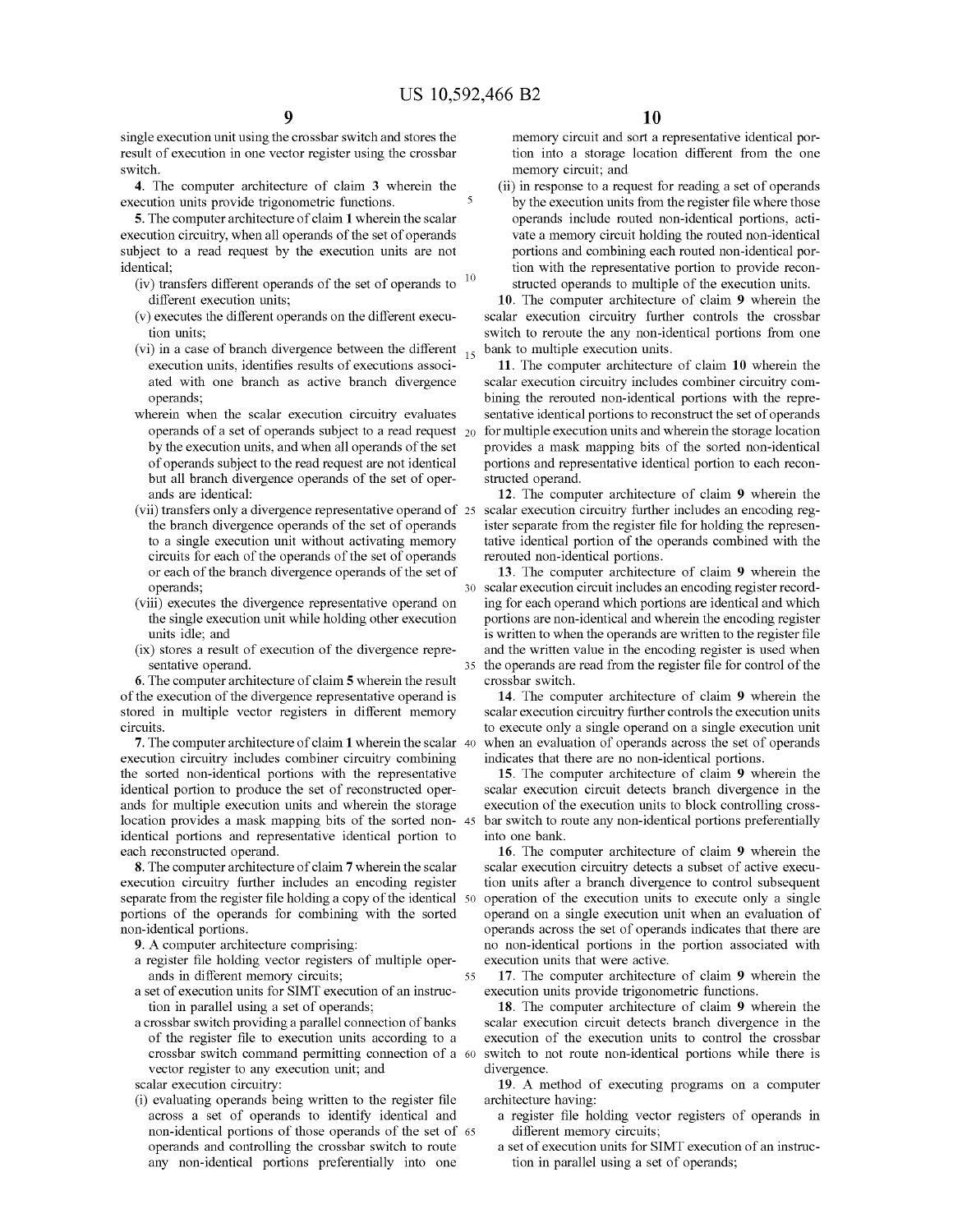single execution unit using the crossbar switch and stores the result of execution in one vector register using the crossbar switch.

4. The computer architecture of claim 3 wherein the execution units provide trigonometric functions.

5. The computer architecture of claim 1 wherein the scalar execution circuitry, when all operands of the set of operands subject to a read request by the execution units are not identical;

- (iv) transfers different operands of the set of operands to different execution units;
- (v) executes the different operands on the different execution units;
- (vi) in a case of branch divergence between the different execution units, identifies results of executions associated with one branch as active branch divergence operands;

wherein when the scalar execution circuitry evaluates operands of a set of operands subject to a read request by the execution units, and when all operands of the set of operands subject to the read request are not identical but all branch divergence operands of the set of operands are identical:

- (vii) transfers only a divergence representative operand of the branch divergence operands of the set of operands to a single execution unit without activating memory circuits for each of the operands of the set of operands or each of the branch divergence operands of the set of operands;
- (viii) executes the divergence representative operand on the single execution unit while holding other execution units idle; and
- (ix) stores a result of execution of the divergence representative operand.

6. The computer architecture of claim 5 wherein the result of the execution of the divergence representative operand is stored in multiple vector registers in different memory circuits.

7. The computer architecture of claim 1 wherein the scalar execution circuitry includes combiner circuitry combining the sorted non-identical portions with the representative identical portion to produce the set of reconstructed operands for multiple execution units and wherein the storage location provides a mask mapping bits of the sorted non-identical portions and representative identical portion to each reconstructed operand.

8. The computer architecture of claim 7 wherein the scalar execution circuitry further includes an encoding register separate from the register file holding a copy of the identical portions of the operands for combining with the sorted non-identical portions.

9. A computer architecture comprising:

a register file holding vector registers of multiple operands in different memory circuits;

a set of execution units for SIMT execution of an instruction in parallel using a set of operands;

a crossbar switch providing a parallel connection of banks of the register file to execution units according to a crossbar switch command permitting connection of a vector register to any execution unit; and

scalar execution circuitry:

- (i) evaluating operands being written to the register file across a set of operands to identify identical and non-identical portions of those operands of the set of operands and controlling the crossbar switch to route any non-identical portions preferentially into one memory circuit and sort a representative identical portion into a storage location different from the one memory circuit; and
- (ii) in response to a request for reading a set of operands by the execution units from the register file where those operands include routed non-identical portions, activate a memory circuit holding the routed non-identical portions and combining each routed non-identical portion with the representative portion to provide reconstructed operands to multiple of the execution units.

10. The computer architecture of claim 9 wherein the scalar execution circuitry further controls the crossbar switch to reroute the any non-identical portions from one bank to multiple execution units.

11. The computer architecture of claim 10 wherein the scalar execution circuitry includes combiner circuitry combining the rerouted non-identical portions with the representative identical portions to reconstruct the set of operands for multiple execution units and wherein the storage location provides a mask mapping bits of the sorted non-identical portions and representative identical portion to each reconstructed operand.

12. The computer architecture of claim 9 wherein the scalar execution circuitry further includes an encoding register separate from the register file for holding the representative identical portion of the operands combined with the rerouted non-identical portions.

13. The computer architecture of claim 9 wherein the scalar execution circuit includes an encoding register recording for each operand which portions are identical and which portions are non-identical and wherein the encoding register is written to when the operands are written to the register file and the written value in the encoding register is used when the operands are read from the register file for control of the crossbar switch.

14. The computer architecture of claim 9 wherein the scalar execution circuitry further controls the execution units to execute only a single operand on a single execution unit when an evaluation of operands across the set of operands indicates that there are no non-identical portions.

15. The computer architecture of claim 9 wherein the scalar execution circuit detects branch divergence in the execution of the execution units to block controlling crossbar switch to route any non-identical portions preferentially into one bank.

16. The computer architecture of claim 9 wherein the scalar execution circuitry detects a subset of active execution units after a branch divergence to control subsequent operation of the execution units to execute only a single operand on a single execution unit when an evaluation of operands across the set of operands indicates that there are no non-identical portions in the portion associated with execution units that were active.

17. The computer architecture of claim 9 wherein the execution units provide trigonometric functions.

18. The computer architecture of claim 9 wherein the scalar execution circuit detects branch divergence in the execution of the execution units to control the crossbar switch to not route non-identical portions while there is divergence.

19. A method of executing programs on a computer architecture having:

a register file holding vector registers of operands in different memory circuits;

a set of execution units for SIMT execution of an instruction in parallel using a set of operands;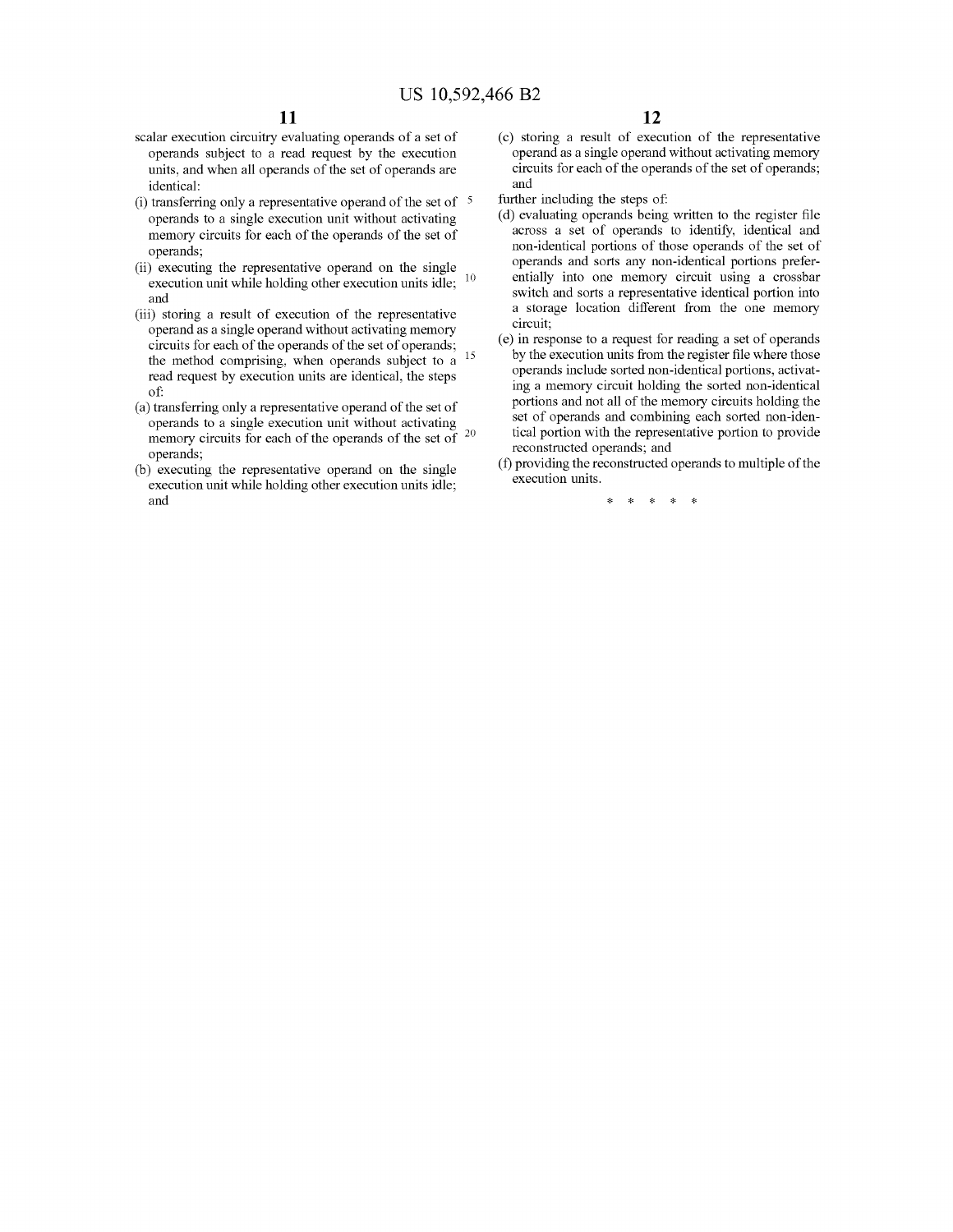scalar execution circuitry evaluating operands of a set of operands subject to a read request by the execution units, and when all operands of the set of operands are identical:

(i) transferring only a representative operand of the set of operands to a single execution unit without activating memory circuits for each of the operands of the set of operands;

(ii) executing the representative operand on the single execution unit while holding other execution units idle; and

(iii) storing a result of execution of the representative operand as a single operand without activating memory circuits for each of the operands of the set of operands; the method comprising, when operands subject to a read request by execution units are identical, the steps of:

(a) transferring only a representative operand of the set of operands to a single execution unit without activating memory circuits for each of the operands of the set of operands;

(b) executing the representative operand on the single execution unit while holding other execution units idle; and

(c) storing a result of execution of the representative operand as a single operand without activating memory circuits for each of the operands of the set of operands; and

further including the steps of:

(d) evaluating operands being written to the register file across a set of operands to identify, identical and non-identical portions of those operands of the set of operands and sorts any non-identical portions preferentially into one memory circuit using a crossbar switch and sorts a representative identical portion into a storage location different from the one memory circuit;

(e) in response to a request for reading a set of operands by the execution units from the register file where those operands include sorted non-identical portions, activating a memory circuit holding the sorted non-identical portions and not all of the memory circuits holding the set of operands and combining each sorted non-identical portion with the representative portion to provide reconstructed operands; and

(f) providing the reconstructed operands to multiple of the execution units.

\* \* \* \* \*